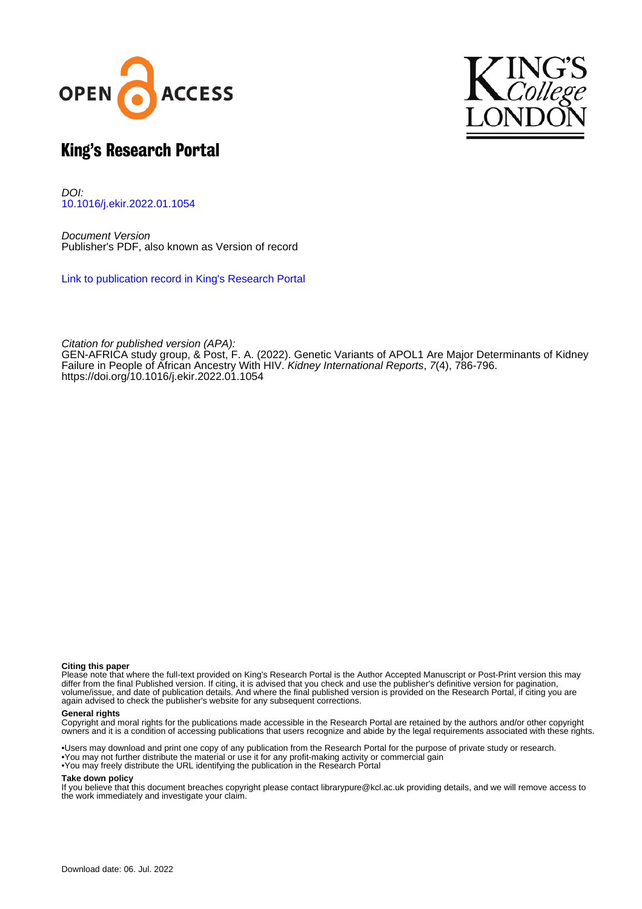# King's Research Portal

*DOI:*
10.1016/j.ekir.2022.01.1054

*Document Version*
Publisher's PDF, also known as Version of record

Link to publication record in King's Research Portal

*Citation for published version (APA):*
GEN-AFRICA study group, & Post, F. A. (2022). Genetic Variants of APOL1 Are Major Determinants of Kidney Failure in People of African Ancestry With HIV. *Kidney International Reports*, *7*(4), 786-796. https://doi.org/10.1016/j.ekir.2022.01.1054

**Citing this paper**
Please note that where the full-text provided on King's Research Portal is the Author Accepted Manuscript or Post-Print version this may differ from the final Published version. If citing, it is advised that you check and use the publisher's definitive version for pagination, volume/issue, and date of publication details. And where the final published version is provided on the Research Portal, if citing you are again advised to check the publisher's website for any subsequent corrections.

**General rights**
Copyright and moral rights for the publications made accessible in the Research Portal are retained by the authors and/or other copyright owners and it is a condition of accessing publications that users recognize and abide by the legal requirements associated with these rights.

- •Users may download and print one copy of any publication from the Research Portal for the purpose of private study or research.
- •You may not further distribute the material or use it for any profit-making activity or commercial gain
- •You may freely distribute the URL identifying the publication in the Research Portal

**Take down policy**
If you believe that this document breaches copyright please contact librarypure@kcl.ac.uk providing details, and we will remove access to the work immediately and investigate your claim.

Download date: 06. Jul. 2022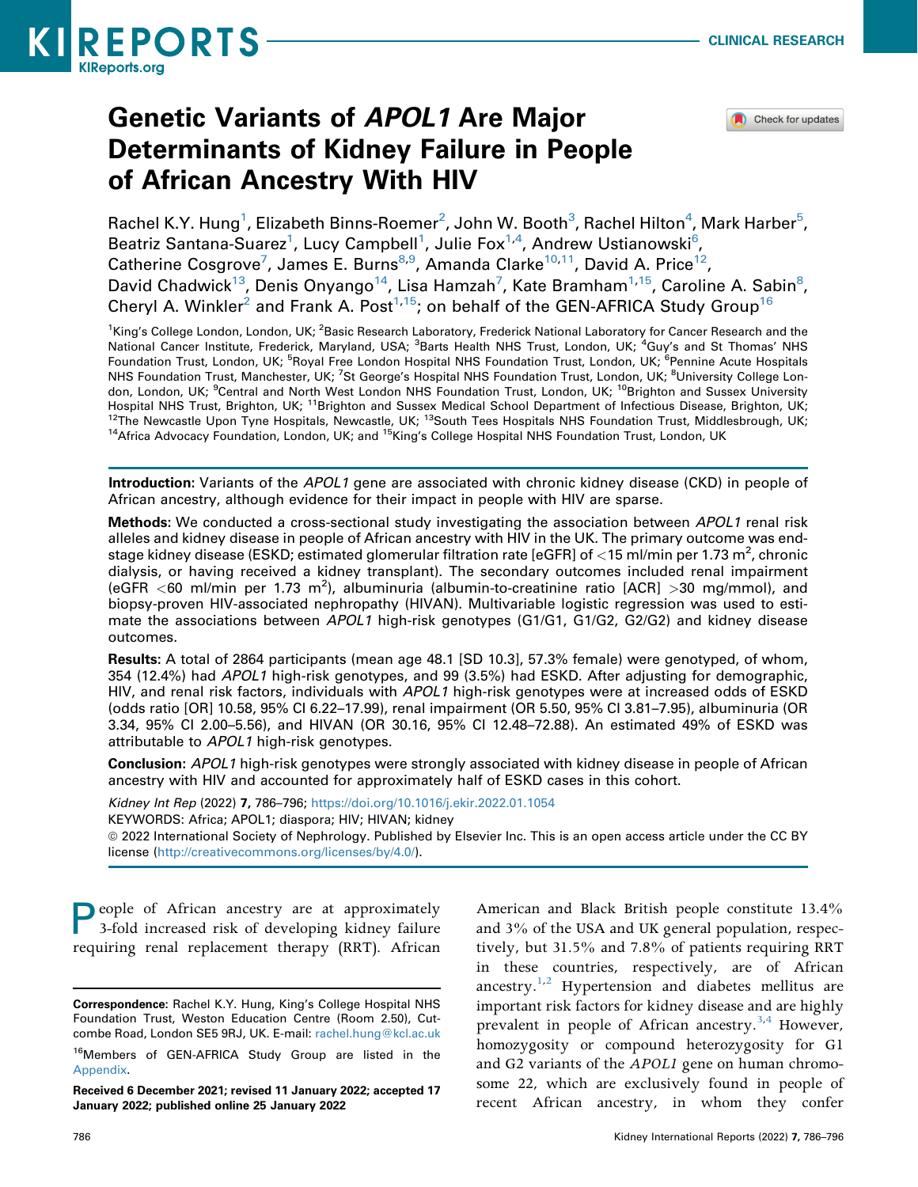# Genetic Variants of *APOL1* Are Major Determinants of Kidney Failure in People of African Ancestry With HIV

Rachel K.Y. Hung[1], Elizabeth Binns-Roemer[2], John W. Booth[3], Rachel Hilton[4], Mark Harber[5], Beatriz Santana-Suarez[1], Lucy Campbell[1], Julie Fox[1,4], Andrew Ustianowski[6], Catherine Cosgrove[7], James E. Burns[8,9], Amanda Clarke[10,11], David A. Price[12], David Chadwick[13], Denis Onyango[14], Lisa Hamzah[7], Kate Bramham[1,15], Caroline A. Sabin[8], Cheryl A. Winkler[2] and Frank A. Post[1,15]; on behalf of the GEN-AFRICA Study Group[16]

[1]King's College London, London, UK; [2]Basic Research Laboratory, Frederick National Laboratory for Cancer Research and the National Cancer Institute, Frederick, Maryland, USA; [3]Barts Health NHS Trust, London, UK; [4]Guy's and St Thomas' NHS Foundation Trust, London, UK; [5]Royal Free London Hospital NHS Foundation Trust, London, UK; [6]Pennine Acute Hospitals NHS Foundation Trust, Manchester, UK; [7]St George's Hospital NHS Foundation Trust, London, UK; [8]University College London, London, UK; [9]Central and North West London NHS Foundation Trust, London, UK; [10]Brighton and Sussex University Hospital NHS Trust, Brighton, UK; [11]Brighton and Sussex Medical School Department of Infectious Disease, Brighton, UK; [12]The Newcastle Upon Tyne Hospitals, Newcastle, UK; [13]South Tees Hospitals NHS Foundation Trust, Middlesbrough, UK; [14]Africa Advocacy Foundation, London, UK; and [15]King's College Hospital NHS Foundation Trust, London, UK

**Introduction**: Variants of the *APOL1* gene are associated with chronic kidney disease (CKD) in people of African ancestry, although evidence for their impact in people with HIV are sparse.

**Methods**: We conducted a cross-sectional study investigating the association between *APOL1* renal risk alleles and kidney disease in people of African ancestry with HIV in the UK. The primary outcome was end-stage kidney disease (ESKD; estimated glomerular filtration rate [eGFR] of <15 ml/min per 1.73 m$^2$, chronic dialysis, or having received a kidney transplant). The secondary outcomes included renal impairment (eGFR <60 ml/min per 1.73 m$^2$), albuminuria (albumin-to-creatinine ratio [ACR] >30 mg/mmol), and biopsy-proven HIV-associated nephropathy (HIVAN). Multivariable logistic regression was used to estimate the associations between *APOL1* high-risk genotypes (G1/G1, G1/G2, G2/G2) and kidney disease outcomes.

**Results**: A total of 2864 participants (mean age 48.1 [SD 10.3], 57.3% female) were genotyped, of whom, 354 (12.4%) had *APOL1* high-risk genotypes, and 99 (3.5%) had ESKD. After adjusting for demographic, HIV, and renal risk factors, individuals with *APOL1* high-risk genotypes were at increased odds of ESKD (odds ratio [OR] 10.58, 95% CI 6.22–17.99), renal impairment (OR 5.50, 95% CI 3.81–7.95), albuminuria (OR 3.34, 95% CI 2.00–5.56), and HIVAN (OR 30.16, 95% CI 12.48–72.88). An estimated 49% of ESKD was attributable to *APOL1* high-risk genotypes.

**Conclusion**: *APOL1* high-risk genotypes were strongly associated with kidney disease in people of African ancestry with HIV and accounted for approximately half of ESKD cases in this cohort.

*Kidney Int Rep* (2022) **7**, 786–796; https://doi.org/10.1016/j.ekir.2022.01.1054

KEYWORDS: Africa; APOL1; diaspora; HIV; HIVAN; kidney

© 2022 International Society of Nephrology. Published by Elsevier Inc. This is an open access article under the CC BY license (http://creativecommons.org/licenses/by/4.0/).

People of African ancestry are at approximately 3-fold increased risk of developing kidney failure requiring renal replacement therapy (RRT). African American and Black British people constitute 13.4% and 3% of the USA and UK general population, respectively, but 31.5% and 7.8% of patients requiring RRT in these countries, respectively, are of African ancestry.[1,2] Hypertension and diabetes mellitus are important risk factors for kidney disease and are highly prevalent in people of African ancestry.[3,4] However, homozygosity or compound heterozygosity for G1 and G2 variants of the *APOL1* gene on human chromosome 22, which are exclusively found in people of recent African ancestry, in whom they confer

**Correspondence**: Rachel K.Y. Hung, King's College Hospital NHS Foundation Trust, Weston Education Centre (Room 2.50), Cutcombe Road, London SE5 9RJ, UK. E-mail: rachel.hung@kcl.ac.uk

[16]Members of GEN-AFRICA Study Group are listed in the Appendix.

**Received 6 December 2021; revised 11 January 2022; accepted 17 January 2022; published online 25 January 2022**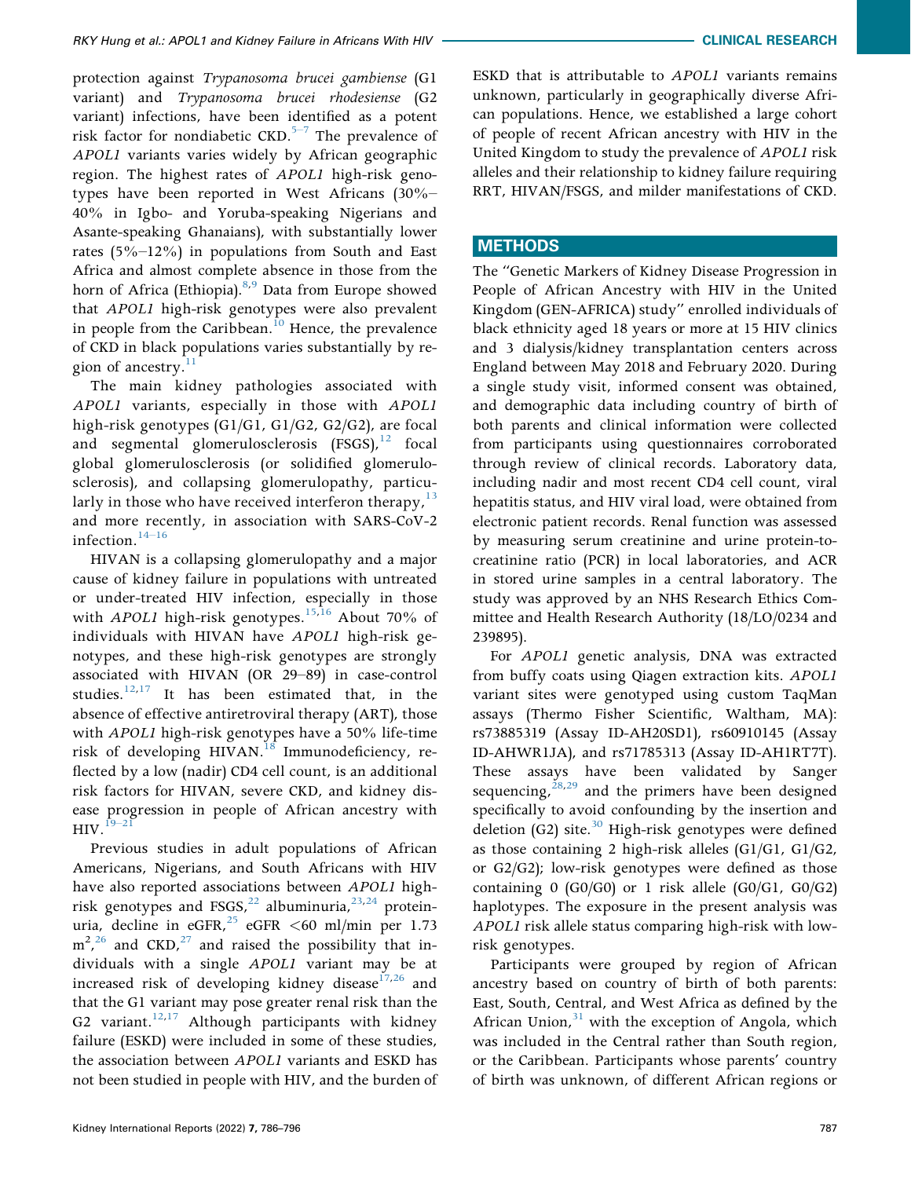protection against *Trypanosoma brucei gambiense* (G1 variant) and *Trypanosoma brucei rhodesiense* (G2 variant) infections, have been identified as a potent risk factor for nondiabetic CKD.[5–7] The prevalence of *APOL1* variants varies widely by African geographic region. The highest rates of *APOL1* high-risk genotypes have been reported in West Africans (30%–40% in Igbo- and Yoruba-speaking Nigerians and Asante-speaking Ghanaians), with substantially lower rates (5%–12%) in populations from South and East Africa and almost complete absence in those from the horn of Africa (Ethiopia).[8,9] Data from Europe showed that *APOL1* high-risk genotypes were also prevalent in people from the Caribbean.[10] Hence, the prevalence of CKD in black populations varies substantially by region of ancestry.[11]

The main kidney pathologies associated with *APOL1* variants, especially in those with *APOL1* high-risk genotypes (G1/G1, G1/G2, G2/G2), are focal and segmental glomerulosclerosis (FSGS),[12] focal global glomerulosclerosis (or solidified glomerulosclerosis), and collapsing glomerulopathy, particularly in those who have received interferon therapy,[13] and more recently, in association with SARS-CoV-2 infection.[14–16]

HIVAN is a collapsing glomerulopathy and a major cause of kidney failure in populations with untreated or under-treated HIV infection, especially in those with *APOL1* high-risk genotypes.[15,16] About 70% of individuals with HIVAN have *APOL1* high-risk genotypes, and these high-risk genotypes are strongly associated with HIVAN (OR 29–89) in case-control studies.[12,17] It has been estimated that, in the absence of effective antiretroviral therapy (ART), those with *APOL1* high-risk genotypes have a 50% life-time risk of developing HIVAN.[18] Immunodeficiency, reflected by a low (nadir) CD4 cell count, is an additional risk factors for HIVAN, severe CKD, and kidney disease progression in people of African ancestry with HIV.[19–21]

Previous studies in adult populations of African Americans, Nigerians, and South Africans with HIV have also reported associations between *APOL1* high-risk genotypes and FSGS,[22] albuminuria,[23,24] proteinuria, decline in eGFR,[25] eGFR <60 ml/min per 1.73 $m^2$,[26] and CKD,[27] and raised the possibility that individuals with a single *APOL1* variant may be at increased risk of developing kidney disease[17,26] and that the G1 variant may pose greater renal risk than the G2 variant.[12,17] Although participants with kidney failure (ESKD) were included in some of these studies, the association between *APOL1* variants and ESKD has not been studied in people with HIV, and the burden of ESKD that is attributable to *APOL1* variants remains unknown, particularly in geographically diverse African populations. Hence, we established a large cohort of people of recent African ancestry with HIV in the United Kingdom to study the prevalence of *APOL1* risk alleles and their relationship to kidney failure requiring RRT, HIVAN/FSGS, and milder manifestations of CKD.

## METHODS

The "Genetic Markers of Kidney Disease Progression in People of African Ancestry with HIV in the United Kingdom (GEN-AFRICA) study" enrolled individuals of black ethnicity aged 18 years or more at 15 HIV clinics and 3 dialysis/kidney transplantation centers across England between May 2018 and February 2020. During a single study visit, informed consent was obtained, and demographic data including country of birth of both parents and clinical information were collected from participants using questionnaires corroborated through review of clinical records. Laboratory data, including nadir and most recent CD4 cell count, viral hepatitis status, and HIV viral load, were obtained from electronic patient records. Renal function was assessed by measuring serum creatinine and urine protein-to-creatinine ratio (PCR) in local laboratories, and ACR in stored urine samples in a central laboratory. The study was approved by an NHS Research Ethics Committee and Health Research Authority (18/LO/0234 and 239895).

For *APOL1* genetic analysis, DNA was extracted from buffy coats using Qiagen extraction kits. *APOL1* variant sites were genotyped using custom TaqMan assays (Thermo Fisher Scientific, Waltham, MA): rs73885319 (Assay ID-AH20SD1), rs60910145 (Assay ID-AHWR1JA), and rs71785313 (Assay ID-AH1RT7T). These assays have been validated by Sanger sequencing,[28,29] and the primers have been designed specifically to avoid confounding by the insertion and deletion (G2) site.[30] High-risk genotypes were defined as those containing 2 high-risk alleles (G1/G1, G1/G2, or G2/G2); low-risk genotypes were defined as those containing 0 (G0/G0) or 1 risk allele (G0/G1, G0/G2) haplotypes. The exposure in the present analysis was *APOL1* risk allele status comparing high-risk with low-risk genotypes.

Participants were grouped by region of African ancestry based on country of birth of both parents: East, South, Central, and West Africa as defined by the African Union,[31] with the exception of Angola, which was included in the Central rather than South region, or the Caribbean. Participants whose parents' country of birth was unknown, of different African regions or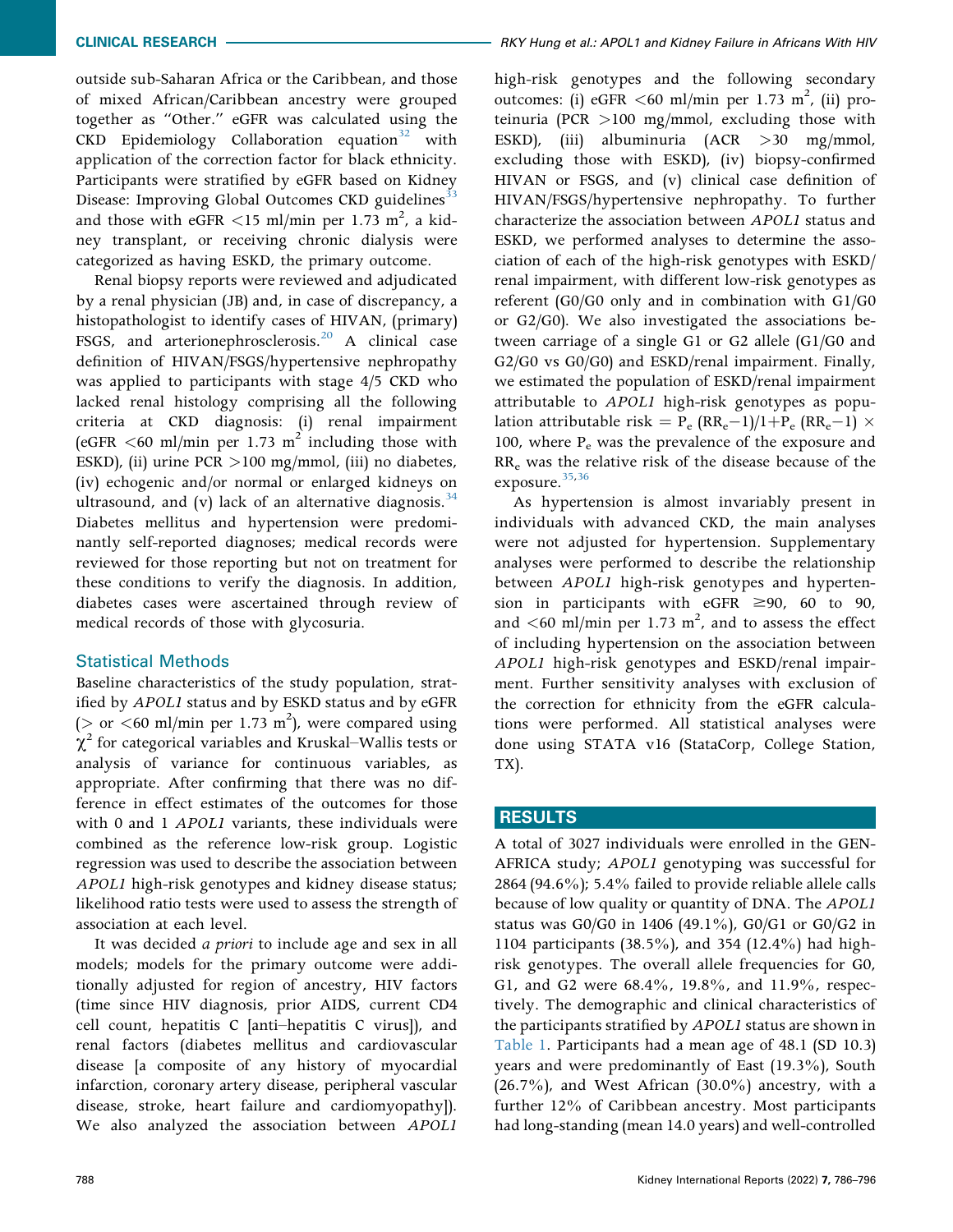outside sub-Saharan Africa or the Caribbean, and those of mixed African/Caribbean ancestry were grouped together as "Other." eGFR was calculated using the CKD Epidemiology Collaboration equation[32] with application of the correction factor for black ethnicity. Participants were stratified by eGFR based on Kidney Disease: Improving Global Outcomes CKD guidelines[33] and those with eGFR <15 ml/min per 1.73 $m^2$, a kidney transplant, or receiving chronic dialysis were categorized as having ESKD, the primary outcome.

Renal biopsy reports were reviewed and adjudicated by a renal physician (JB) and, in case of discrepancy, a histopathologist to identify cases of HIVAN, (primary) FSGS, and arterionephrosclerosis.[20] A clinical case definition of HIVAN/FSGS/hypertensive nephropathy was applied to participants with stage 4/5 CKD who lacked renal histology comprising all the following criteria at CKD diagnosis: (i) renal impairment (eGFR <60 ml/min per 1.73 $m^2$ including those with ESKD), (ii) urine PCR >100 mg/mmol, (iii) no diabetes, (iv) echogenic and/or normal or enlarged kidneys on ultrasound, and (v) lack of an alternative diagnosis.[34] Diabetes mellitus and hypertension were predominantly self-reported diagnoses; medical records were reviewed for those reporting but not on treatment for these conditions to verify the diagnosis. In addition, diabetes cases were ascertained through review of medical records of those with glycosuria.

## Statistical Methods

Baseline characteristics of the study population, stratified by *APOL1* status and by ESKD status and by eGFR (> or <60 ml/min per 1.73 $m^2$), were compared using $\chi^2$ for categorical variables and Kruskal–Wallis tests or analysis of variance for continuous variables, as appropriate. After confirming that there was no difference in effect estimates of the outcomes for those with 0 and 1 *APOL1* variants, these individuals were combined as the reference low-risk group. Logistic regression was used to describe the association between *APOL1* high-risk genotypes and kidney disease status; likelihood ratio tests were used to assess the strength of association at each level.

It was decided *a priori* to include age and sex in all models; models for the primary outcome were additionally adjusted for region of ancestry, HIV factors (time since HIV diagnosis, prior AIDS, current CD4 cell count, hepatitis C [anti–hepatitis C virus]), and renal factors (diabetes mellitus and cardiovascular disease [a composite of any history of myocardial infarction, coronary artery disease, peripheral vascular disease, stroke, heart failure and cardiomyopathy]). We also analyzed the association between *APOL1* high-risk genotypes and the following secondary outcomes: (i) eGFR <60 ml/min per 1.73 $m^2$, (ii) proteinuria (PCR >100 mg/mmol, excluding those with ESKD), (iii) albuminuria (ACR >30 mg/mmol, excluding those with ESKD), (iv) biopsy-confirmed HIVAN or FSGS, and (v) clinical case definition of HIVAN/FSGS/hypertensive nephropathy. To further characterize the association between *APOL1* status and ESKD, we performed analyses to determine the association of each of the high-risk genotypes with ESKD/renal impairment, with different low-risk genotypes as referent (G0/G0 only and in combination with G1/G0 or G2/G0). We also investigated the associations between carriage of a single G1 or G2 allele (G1/G0 and G2/G0 vs G0/G0) and ESKD/renal impairment. Finally, we estimated the population of ESKD/renal impairment attributable to *APOL1* high-risk genotypes as population attributable risk $= P_e\,(RR_e - 1)/1 + P_e\,(RR_e - 1) \times 100$, where $P_e$ was the prevalence of the exposure and $RR_e$ was the relative risk of the disease because of the exposure.[35,36]

As hypertension is almost invariably present in individuals with advanced CKD, the main analyses were not adjusted for hypertension. Supplementary analyses were performed to describe the relationship between *APOL1* high-risk genotypes and hypertension in participants with eGFR ≥90, 60 to 90, and <60 ml/min per 1.73 $m^2$, and to assess the effect of including hypertension on the association between *APOL1* high-risk genotypes and ESKD/renal impairment. Further sensitivity analyses with exclusion of the correction for ethnicity from the eGFR calculations were performed. All statistical analyses were done using STATA v16 (StataCorp, College Station, TX).

## RESULTS

A total of 3027 individuals were enrolled in the GEN-AFRICA study; *APOL1* genotyping was successful for 2864 (94.6%); 5.4% failed to provide reliable allele calls because of low quality or quantity of DNA. The *APOL1* status was G0/G0 in 1406 (49.1%), G0/G1 or G0/G2 in 1104 participants (38.5%), and 354 (12.4%) had high-risk genotypes. The overall allele frequencies for G0, G1, and G2 were 68.4%, 19.8%, and 11.9%, respectively. The demographic and clinical characteristics of the participants stratified by *APOL1* status are shown in Table 1. Participants had a mean age of 48.1 (SD 10.3) years and were predominantly of East (19.3%), South (26.7%), and West African (30.0%) ancestry, with a further 12% of Caribbean ancestry. Most participants had long-standing (mean 14.0 years) and well-controlled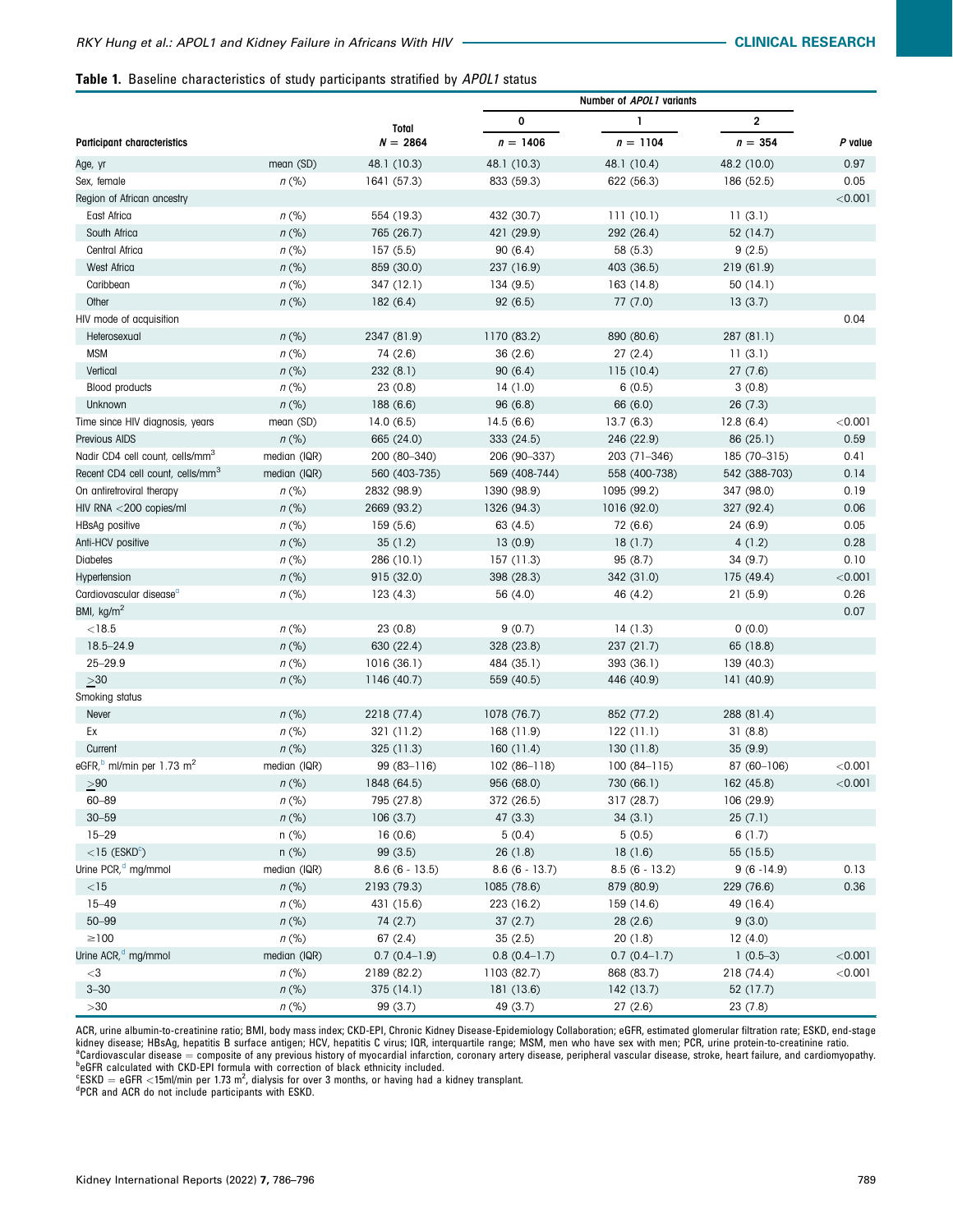**Table 1.** Baseline characteristics of study participants stratified by *APOL1* status

| Participant characteristics | | Total $N = 2864$ | Number of *APOL1* variants 0 $n = 1406$ | 1 $n = 1104$ | 2 $n = 354$ | *P* value |
|---|---|---|---|---|---|---|
| Age, yr | mean (SD) | 48.1 (10.3) | 48.1 (10.3) | 48.1 (10.4) | 48.2 (10.0) | 0.97 |
| Sex, female | *n* (%) | 1641 (57.3) | 833 (59.3) | 622 (56.3) | 186 (52.5) | 0.05 |
| Region of African ancestry | | | | | | <0.001 |
| East Africa | *n* (%) | 554 (19.3) | 432 (30.7) | 111 (10.1) | 11 (3.1) | |
| South Africa | *n* (%) | 765 (26.7) | 421 (29.9) | 292 (26.4) | 52 (14.7) | |
| Central Africa | *n* (%) | 157 (5.5) | 90 (6.4) | 58 (5.3) | 9 (2.5) | |
| West Africa | *n* (%) | 859 (30.0) | 237 (16.9) | 403 (36.5) | 219 (61.9) | |
| Caribbean | *n* (%) | 347 (12.1) | 134 (9.5) | 163 (14.8) | 50 (14.1) | |
| Other | *n* (%) | 182 (6.4) | 92 (6.5) | 77 (7.0) | 13 (3.7) | |
| HIV mode of acquisition | | | | | | 0.04 |
| Heterosexual | *n* (%) | 2347 (81.9) | 1170 (83.2) | 890 (80.6) | 287 (81.1) | |
| MSM | *n* (%) | 74 (2.6) | 36 (2.6) | 27 (2.4) | 11 (3.1) | |
| Vertical | *n* (%) | 232 (8.1) | 90 (6.4) | 115 (10.4) | 27 (7.6) | |
| Blood products | *n* (%) | 23 (0.8) | 14 (1.0) | 6 (0.5) | 3 (0.8) | |
| Unknown | *n* (%) | 188 (6.6) | 96 (6.8) | 66 (6.0) | 26 (7.3) | |
| Time since HIV diagnosis, years | mean (SD) | 14.0 (6.5) | 14.5 (6.6) | 13.7 (6.3) | 12.8 (6.4) | <0.001 |
| Previous AIDS | *n* (%) | 665 (24.0) | 333 (24.5) | 246 (22.9) | 86 (25.1) | 0.59 |
| Nadir CD4 cell count, cells/mm$^3$ | median (IQR) | 200 (80–340) | 206 (90–337) | 203 (71–346) | 185 (70–315) | 0.41 |
| Recent CD4 cell count, cells/mm$^3$ | median (IQR) | 560 (403-735) | 569 (408-744) | 558 (400-738) | 542 (388-703) | 0.14 |
| On antiretroviral therapy | *n* (%) | 2832 (98.9) | 1390 (98.9) | 1095 (99.2) | 347 (98.0) | 0.19 |
| HIV RNA <200 copies/ml | *n* (%) | 2669 (93.2) | 1326 (94.3) | 1016 (92.0) | 327 (92.4) | 0.06 |
| HBsAg positive | *n* (%) | 159 (5.6) | 63 (4.5) | 72 (6.6) | 24 (6.9) | 0.05 |
| Anti-HCV positive | *n* (%) | 35 (1.2) | 13 (0.9) | 18 (1.7) | 4 (1.2) | 0.28 |
| Diabetes | *n* (%) | 286 (10.1) | 157 (11.3) | 95 (8.7) | 34 (9.7) | 0.10 |
| Hypertension | *n* (%) | 915 (32.0) | 398 (28.3) | 342 (31.0) | 175 (49.4) | <0.001 |
| Cardiovascular disease[a] | *n* (%) | 123 (4.3) | 56 (4.0) | 46 (4.2) | 21 (5.9) | 0.26 |
| BMI, kg/m$^2$ | | | | | | 0.07 |
| <18.5 | *n* (%) | 23 (0.8) | 9 (0.7) | 14 (1.3) | 0 (0.0) | |
| 18.5–24.9 | *n* (%) | 630 (22.4) | 328 (23.8) | 237 (21.7) | 65 (18.8) | |
| 25–29.9 | *n* (%) | 1016 (36.1) | 484 (35.1) | 393 (36.1) | 139 (40.3) | |
| ≥30 | *n* (%) | 1146 (40.7) | 559 (40.5) | 446 (40.9) | 141 (40.9) | |
| Smoking status | | | | | | |
| Never | *n* (%) | 2218 (77.4) | 1078 (76.7) | 852 (77.2) | 288 (81.4) | |
| Ex | *n* (%) | 321 (11.2) | 168 (11.9) | 122 (11.1) | 31 (8.8) | |
| Current | *n* (%) | 325 (11.3) | 160 (11.4) | 130 (11.8) | 35 (9.9) | |
| eGFR,[b] ml/min per 1.73 m$^2$ | median (IQR) | 99 (83–116) | 102 (86–118) | 100 (84–115) | 87 (60–106) | <0.001 |
| ≥90 | *n* (%) | 1848 (64.5) | 956 (68.0) | 730 (66.1) | 162 (45.8) | <0.001 |
| 60–89 | *n* (%) | 795 (27.8) | 372 (26.5) | 317 (28.7) | 106 (29.9) | |
| 30–59 | *n* (%) | 106 (3.7) | 47 (3.3) | 34 (3.1) | 25 (7.1) | |
| 15–29 | n (%) | 16 (0.6) | 5 (0.4) | 5 (0.5) | 6 (1.7) | |
| <15 (ESKD[c]) | n (%) | 99 (3.5) | 26 (1.8) | 18 (1.6) | 55 (15.5) | |
| Urine PCR,[d] mg/mmol | median (IQR) | 8.6 (6 - 13.5) | 8.6 (6 - 13.7) | 8.5 (6 - 13.2) | 9 (6 -14.9) | 0.13 |
| <15 | *n* (%) | 2193 (79.3) | 1085 (78.6) | 879 (80.9) | 229 (76.6) | 0.36 |
| 15–49 | *n* (%) | 431 (15.6) | 223 (16.2) | 159 (14.6) | 49 (16.4) | |
| 50–99 | *n* (%) | 74 (2.7) | 37 (2.7) | 28 (2.6) | 9 (3.0) | |
| ≥100 | *n* (%) | 67 (2.4) | 35 (2.5) | 20 (1.8) | 12 (4.0) | |
| Urine ACR,[d] mg/mmol | median (IQR) | 0.7 (0.4–1.9) | 0.8 (0.4–1.7) | 0.7 (0.4–1.7) | 1 (0.5–3) | <0.001 |
| <3 | *n* (%) | 2189 (82.2) | 1103 (82.7) | 868 (83.7) | 218 (74.4) | <0.001 |
| 3–30 | *n* (%) | 375 (14.1) | 181 (13.6) | 142 (13.7) | 52 (17.7) | |
| >30 | *n* (%) | 99 (3.7) | 49 (3.7) | 27 (2.6) | 23 (7.8) | |

ACR, urine albumin-to-creatinine ratio; BMI, body mass index; CKD-EPI, Chronic Kidney Disease-Epidemiology Collaboration; eGFR, estimated glomerular filtration rate; ESKD, end-stage kidney disease; HBsAg, hepatitis B surface antigen; HCV, hepatitis C virus; IQR, interquartile range; MSM, men who have sex with men; PCR, urine protein-to-creatinine ratio.
[a]Cardiovascular disease = composite of any previous history of myocardial infarction, coronary artery disease, peripheral vascular disease, stroke, heart failure, and cardiomyopathy.
[b]eGFR calculated with CKD-EPI formula with correction of black ethnicity included.
[c]ESKD = eGFR <15ml/min per 1.73 m$^2$, dialysis for over 3 months, or having had a kidney transplant.
[d]PCR and ACR do not include participants with ESKD.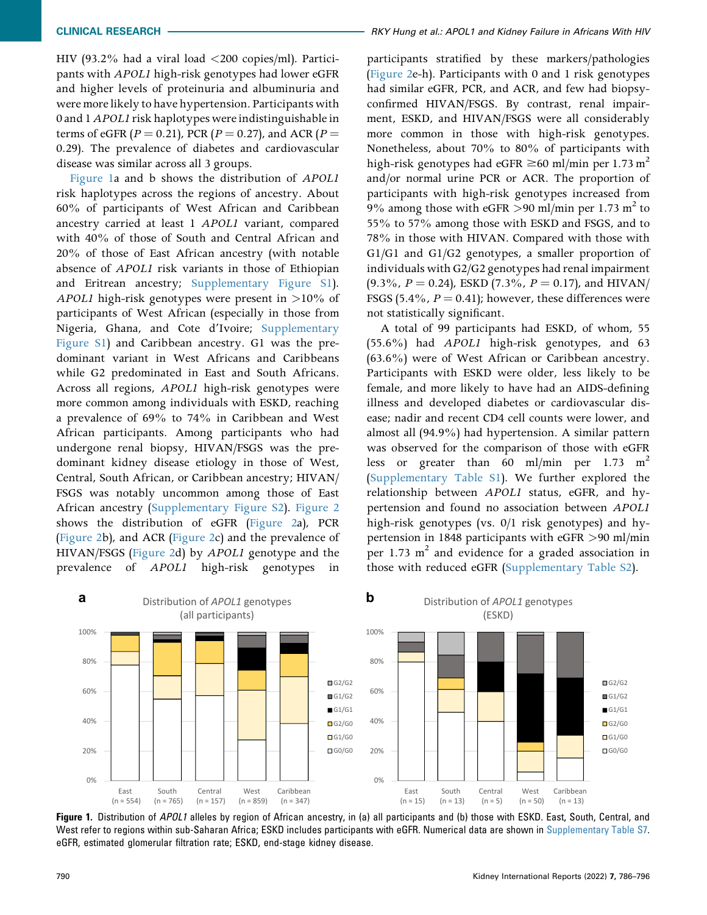HIV (93.2% had a viral load <200 copies/ml). Participants with *APOL1* high-risk genotypes had lower eGFR and higher levels of proteinuria and albuminuria and were more likely to have hypertension. Participants with 0 and 1 *APOL1* risk haplotypes were indistinguishable in terms of eGFR ($P = 0.21$), PCR ($P = 0.27$), and ACR ($P = 0.29$). The prevalence of diabetes and cardiovascular disease was similar across all 3 groups.

Figure 1a and b shows the distribution of *APOL1* risk haplotypes across the regions of ancestry. About 60% of participants of West African and Caribbean ancestry carried at least 1 *APOL1* variant, compared with 40% of those of South and Central African and 20% of those of East African ancestry (with notable absence of *APOL1* risk variants in those of Ethiopian and Eritrean ancestry; Supplementary Figure S1). *APOL1* high-risk genotypes were present in >10% of participants of West African (especially in those from Nigeria, Ghana, and Cote d'Ivoire; Supplementary Figure S1) and Caribbean ancestry. G1 was the predominant variant in West Africans and Caribbeans while G2 predominated in East and South Africans. Across all regions, *APOL1* high-risk genotypes were more common among individuals with ESKD, reaching a prevalence of 69% to 74% in Caribbean and West African participants. Among participants who had undergone renal biopsy, HIVAN/FSGS was the predominant kidney disease etiology in those of West, Central, South African, or Caribbean ancestry; HIVAN/FSGS was notably uncommon among those of East African ancestry (Supplementary Figure S2). Figure 2 shows the distribution of eGFR (Figure 2a), PCR (Figure 2b), and ACR (Figure 2c) and the prevalence of HIVAN/FSGS (Figure 2d) by *APOL1* genotype and the prevalence of *APOL1* high-risk genotypes in participants stratified by these markers/pathologies (Figure 2e-h). Participants with 0 and 1 risk genotypes had similar eGFR, PCR, and ACR, and few had biopsy-confirmed HIVAN/FSGS. By contrast, renal impairment, ESKD, and HIVAN/FSGS were all considerably more common in those with high-risk genotypes. Nonetheless, about 70% to 80% of participants with high-risk genotypes had eGFR ≥60 ml/min per 1.73 $m^2$ and/or normal urine PCR or ACR. The proportion of participants with high-risk genotypes increased from 9% among those with eGFR >90 ml/min per 1.73 $m^2$ to 55% to 57% among those with ESKD and FSGS, and to 78% in those with HIVAN. Compared with those with G1/G1 and G1/G2 genotypes, a smaller proportion of individuals with G2/G2 genotypes had renal impairment (9.3%, $P = 0.24$), ESKD (7.3%, $P = 0.17$), and HIVAN/FSGS (5.4%, $P = 0.41$); however, these differences were not statistically significant.

A total of 99 participants had ESKD, of whom, 55 (55.6%) had *APOL1* high-risk genotypes, and 63 (63.6%) were of West African or Caribbean ancestry. Participants with ESKD were older, less likely to be female, and more likely to have had an AIDS-defining illness and developed diabetes or cardiovascular disease; nadir and recent CD4 cell counts were lower, and almost all (94.9%) had hypertension. A similar pattern was observed for the comparison of those with eGFR less or greater than 60 ml/min per 1.73 $m^2$ (Supplementary Table S1). We further explored the relationship between *APOL1* status, eGFR, and hypertension and found no association between *APOL1* high-risk genotypes (vs. 0/1 risk genotypes) and hypertension in 1848 participants with eGFR >90 ml/min per 1.73 $m^2$ and evidence for a graded association in those with reduced eGFR (Supplementary Table S2).

**Figure 1.** Distribution of *APOL1* alleles by region of African ancestry, in (a) all participants and (b) those with ESKD. East, South, Central, and West refer to regions within sub-Saharan Africa; ESKD includes participants with eGFR. Numerical data are shown in Supplementary Table S7. eGFR, estimated glomerular filtration rate; ESKD, end-stage kidney disease.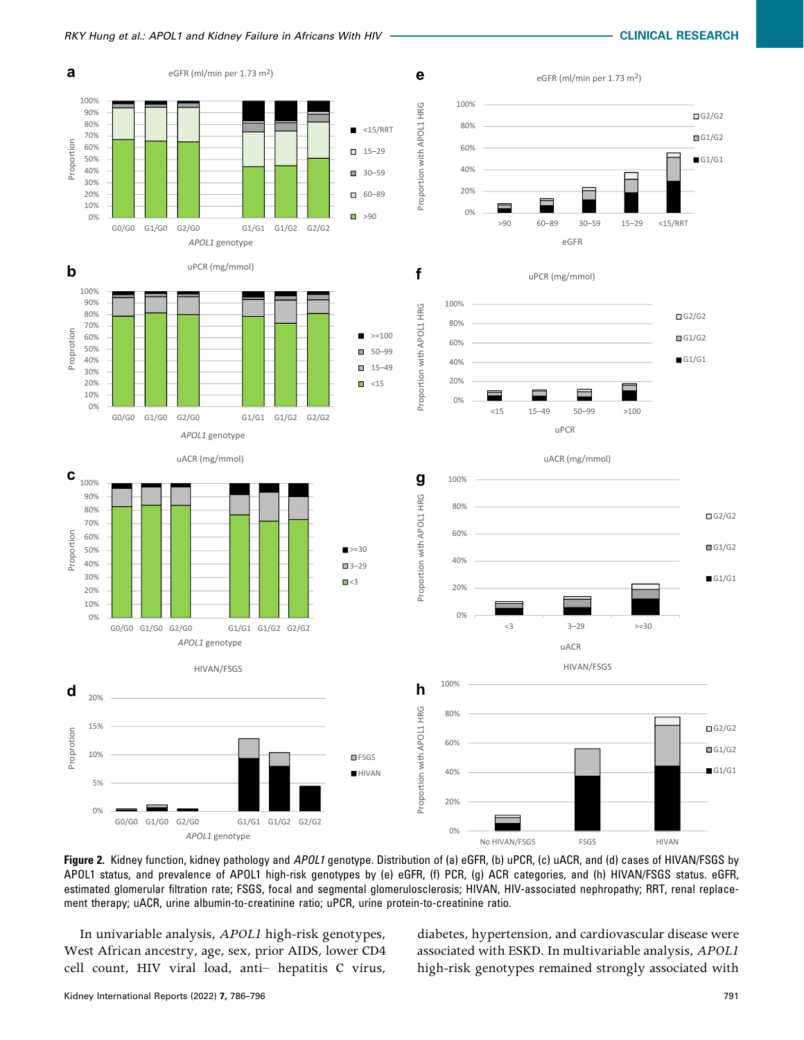**Figure 2.** Kidney function, kidney pathology and *APOL1* genotype. Distribution of (a) eGFR, (b) uPCR, (c) uACR, and (d) cases of HIVAN/FSGS by APOL1 status, and prevalence of APOL1 high-risk genotypes by (e) eGFR, (f) PCR, (g) ACR categories, and (h) HIVAN/FSGS status. eGFR, estimated glomerular filtration rate; FSGS, focal and segmental glomerulosclerosis; HIVAN, HIV-associated nephropathy; RRT, renal replacement therapy; uACR, urine albumin-to-creatinine ratio; uPCR, urine protein-to-creatinine ratio.

In univariable analysis, *APOL1* high-risk genotypes, West African ancestry, age, sex, prior AIDS, lower CD4 cell count, HIV viral load, anti– hepatitis C virus, diabetes, hypertension, and cardiovascular disease were associated with ESKD. In multivariable analysis, *APOL1* high-risk genotypes remained strongly associated with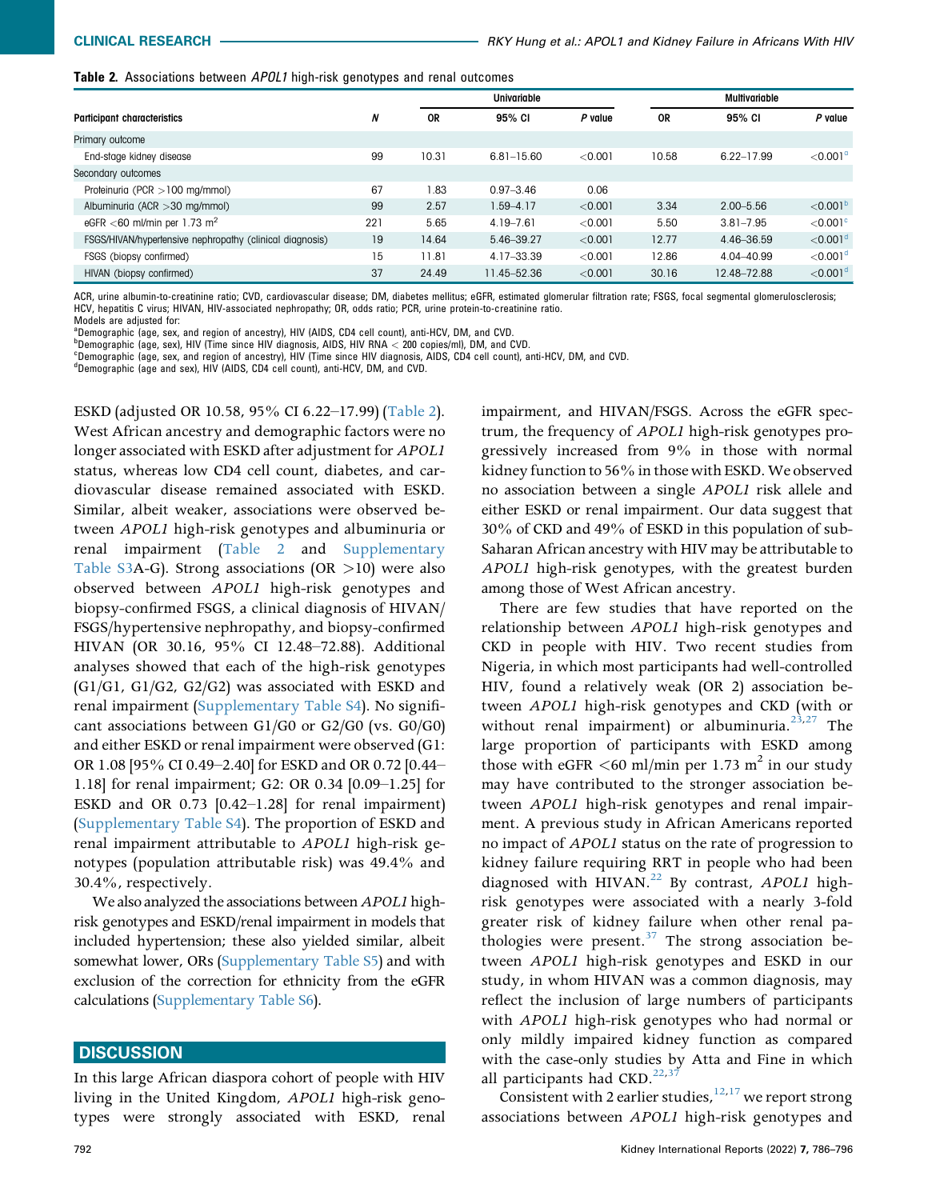**Table 2.** Associations between *APOL1* high-risk genotypes and renal outcomes

| Participant characteristics | *N* | Univariable | | | Multivariable | | |
|---|---|---|---|---|---|---|---|
| | | OR | 95% CI | *P* value | OR | 95% CI | *P* value |
| Primary outcome | | | | | | | |
| End-stage kidney disease | 99 | 10.31 | 6.81–15.60 | <0.001 | 10.58 | 6.22–17.99 | <0.001[a] |
| Secondary outcomes | | | | | | | |
| Proteinuria (PCR >100 mg/mmol) | 67 | 1.83 | 0.97–3.46 | 0.06 | | | |
| Albuminuria (ACR >30 mg/mmol) | 99 | 2.57 | 1.59–4.17 | <0.001 | 3.34 | 2.00–5.56 | <0.001[b] |
| eGFR <60 ml/min per 1.73 m$^2$ | 221 | 5.65 | 4.19–7.61 | <0.001 | 5.50 | 3.81–7.95 | <0.001[c] |
| FSGS/HIVAN/hypertensive nephropathy (clinical diagnosis) | 19 | 14.64 | 5.46–39.27 | <0.001 | 12.77 | 4.46–36.59 | <0.001[d] |
| FSGS (biopsy confirmed) | 15 | 11.81 | 4.17–33.39 | <0.001 | 12.86 | 4.04–40.99 | <0.001[d] |
| HIVAN (biopsy confirmed) | 37 | 24.49 | 11.45–52.36 | <0.001 | 30.16 | 12.48–72.88 | <0.001[d] |

ACR, urine albumin-to-creatinine ratio; CVD, cardiovascular disease; DM, diabetes mellitus; eGFR, estimated glomerular filtration rate; FSGS, focal segmental glomerulosclerosis; HCV, hepatitis C virus; HIVAN, HIV-associated nephropathy; OR, odds ratio; PCR, urine protein-to-creatinine ratio.
Models are adjusted for:
[a]Demographic (age, sex, and region of ancestry), HIV (AIDS, CD4 cell count), anti-HCV, DM, and CVD.
[b]Demographic (age, sex), HIV (Time since HIV diagnosis, AIDS, HIV RNA < 200 copies/ml), DM, and CVD.
[c]Demographic (age, sex, and region of ancestry), HIV (Time since HIV diagnosis, AIDS, CD4 cell count), anti-HCV, DM, and CVD.
[d]Demographic (age and sex), HIV (AIDS, CD4 cell count), anti-HCV, DM, and CVD.

ESKD (adjusted OR 10.58, 95% CI 6.22–17.99) (Table 2). West African ancestry and demographic factors were no longer associated with ESKD after adjustment for *APOL1* status, whereas low CD4 cell count, diabetes, and cardiovascular disease remained associated with ESKD. Similar, albeit weaker, associations were observed between *APOL1* high-risk genotypes and albuminuria or renal impairment (Table 2 and Supplementary Table S3A-G). Strong associations (OR >10) were also observed between *APOL1* high-risk genotypes and biopsy-confirmed FSGS, a clinical diagnosis of HIVAN/FSGS/hypertensive nephropathy, and biopsy-confirmed HIVAN (OR 30.16, 95% CI 12.48–72.88). Additional analyses showed that each of the high-risk genotypes (G1/G1, G1/G2, G2/G2) was associated with ESKD and renal impairment (Supplementary Table S4). No significant associations between G1/G0 or G2/G0 (vs. G0/G0) and either ESKD or renal impairment were observed (G1: OR 1.08 [95% CI 0.49–2.40] for ESKD and OR 0.72 [0.44–1.18] for renal impairment; G2: OR 0.34 [0.09–1.25] for ESKD and OR 0.73 [0.42–1.28] for renal impairment) (Supplementary Table S4). The proportion of ESKD and renal impairment attributable to *APOL1* high-risk genotypes (population attributable risk) was 49.4% and 30.4%, respectively.

We also analyzed the associations between *APOL1* high-risk genotypes and ESKD/renal impairment in models that included hypertension; these also yielded similar, albeit somewhat lower, ORs (Supplementary Table S5) and with exclusion of the correction for ethnicity from the eGFR calculations (Supplementary Table S6).

## DISCUSSION

In this large African diaspora cohort of people with HIV living in the United Kingdom, *APOL1* high-risk genotypes were strongly associated with ESKD, renal impairment, and HIVAN/FSGS. Across the eGFR spectrum, the frequency of *APOL1* high-risk genotypes progressively increased from 9% in those with normal kidney function to 56% in those with ESKD. We observed no association between a single *APOL1* risk allele and either ESKD or renal impairment. Our data suggest that 30% of CKD and 49% of ESKD in this population of sub-Saharan African ancestry with HIV may be attributable to *APOL1* high-risk genotypes, with the greatest burden among those of West African ancestry.

There are few studies that have reported on the relationship between *APOL1* high-risk genotypes and CKD in people with HIV. Two recent studies from Nigeria, in which most participants had well-controlled HIV, found a relatively weak (OR 2) association between *APOL1* high-risk genotypes and CKD (with or without renal impairment) or albuminuria.[23,27] The large proportion of participants with ESKD among those with eGFR <60 ml/min per 1.73 m$^2$ in our study may have contributed to the stronger association between *APOL1* high-risk genotypes and renal impairment. A previous study in African Americans reported no impact of *APOL1* status on the rate of progression to kidney failure requiring RRT in people who had been diagnosed with HIVAN.[22] By contrast, *APOL1* high-risk genotypes were associated with a nearly 3-fold greater risk of kidney failure when other renal pathologies were present.[37] The strong association between *APOL1* high-risk genotypes and ESKD in our study, in whom HIVAN was a common diagnosis, may reflect the inclusion of large numbers of participants with *APOL1* high-risk genotypes who had normal or only mildly impaired kidney function as compared with the case-only studies by Atta and Fine in which all participants had CKD.[22,37]

Consistent with 2 earlier studies,[12,17] we report strong associations between *APOL1* high-risk genotypes and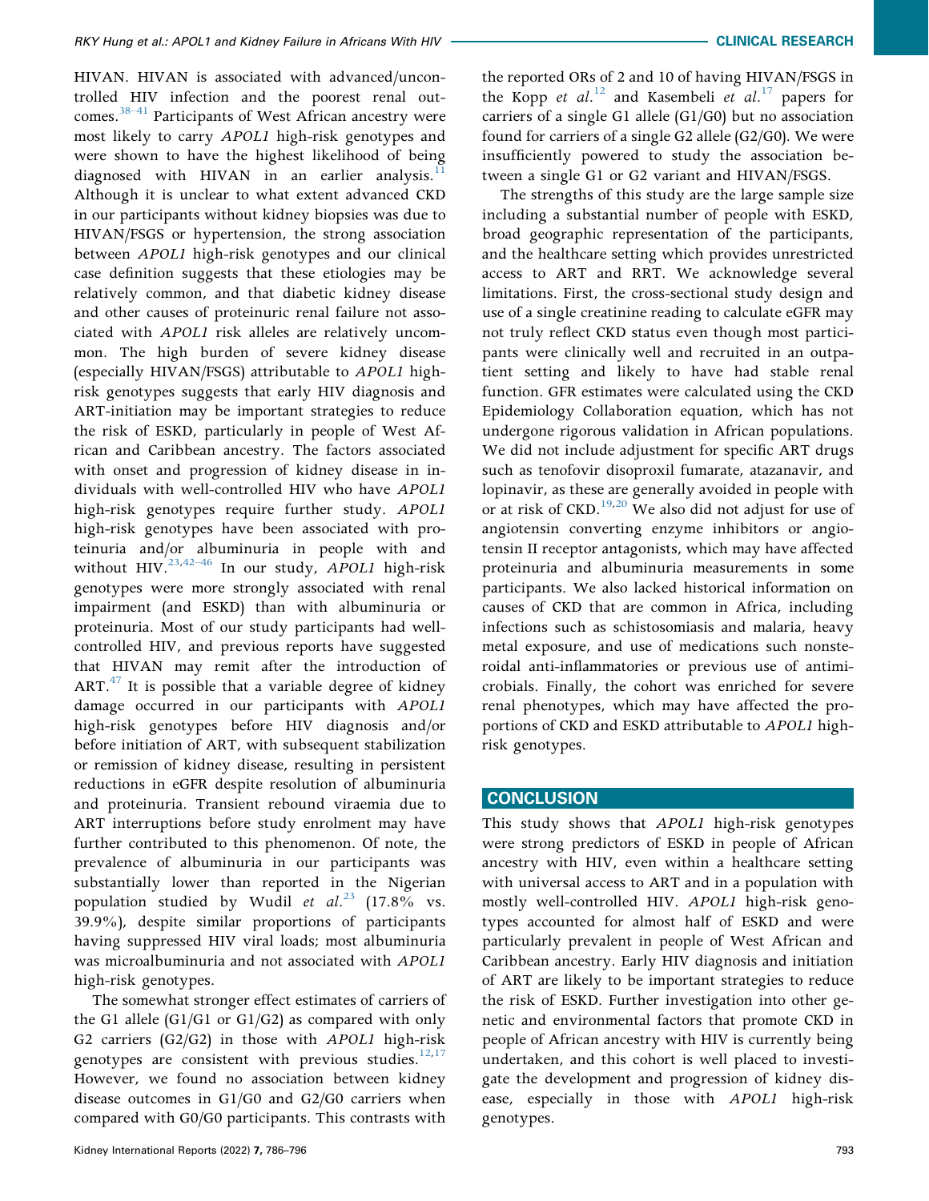HIVAN. HIVAN is associated with advanced/uncontrolled HIV infection and the poorest renal outcomes.[38–41] Participants of West African ancestry were most likely to carry *APOL1* high-risk genotypes and were shown to have the highest likelihood of being diagnosed with HIVAN in an earlier analysis.[11] Although it is unclear to what extent advanced CKD in our participants without kidney biopsies was due to HIVAN/FSGS or hypertension, the strong association between *APOL1* high-risk genotypes and our clinical case definition suggests that these etiologies may be relatively common, and that diabetic kidney disease and other causes of proteinuric renal failure not associated with *APOL1* risk alleles are relatively uncommon. The high burden of severe kidney disease (especially HIVAN/FSGS) attributable to *APOL1* high-risk genotypes suggests that early HIV diagnosis and ART-initiation may be important strategies to reduce the risk of ESKD, particularly in people of West African and Caribbean ancestry. The factors associated with onset and progression of kidney disease in individuals with well-controlled HIV who have *APOL1* high-risk genotypes require further study. *APOL1* high-risk genotypes have been associated with proteinuria and/or albuminuria in people with and without HIV.[23,42–46] In our study, *APOL1* high-risk genotypes were more strongly associated with renal impairment (and ESKD) than with albuminuria or proteinuria. Most of our study participants had well-controlled HIV, and previous reports have suggested that HIVAN may remit after the introduction of ART.[47] It is possible that a variable degree of kidney damage occurred in our participants with *APOL1* high-risk genotypes before HIV diagnosis and/or before initiation of ART, with subsequent stabilization or remission of kidney disease, resulting in persistent reductions in eGFR despite resolution of albuminuria and proteinuria. Transient rebound viraemia due to ART interruptions before study enrolment may have further contributed to this phenomenon. Of note, the prevalence of albuminuria in our participants was substantially lower than reported in the Nigerian population studied by Wudil *et al.*[23] (17.8% vs. 39.9%), despite similar proportions of participants having suppressed HIV viral loads; most albuminuria was microalbuminuria and not associated with *APOL1* high-risk genotypes.

The somewhat stronger effect estimates of carriers of the G1 allele (G1/G1 or G1/G2) as compared with only G2 carriers (G2/G2) in those with *APOL1* high-risk genotypes are consistent with previous studies.[12,17] However, we found no association between kidney disease outcomes in G1/G0 and G2/G0 carriers when compared with G0/G0 participants. This contrasts with the reported ORs of 2 and 10 of having HIVAN/FSGS in the Kopp *et al.*[12] and Kasembeli *et al.*[17] papers for carriers of a single G1 allele (G1/G0) but no association found for carriers of a single G2 allele (G2/G0). We were insufficiently powered to study the association between a single G1 or G2 variant and HIVAN/FSGS.

The strengths of this study are the large sample size including a substantial number of people with ESKD, broad geographic representation of the participants, and the healthcare setting which provides unrestricted access to ART and RRT. We acknowledge several limitations. First, the cross-sectional study design and use of a single creatinine reading to calculate eGFR may not truly reflect CKD status even though most participants were clinically well and recruited in an outpatient setting and likely to have had stable renal function. GFR estimates were calculated using the CKD Epidemiology Collaboration equation, which has not undergone rigorous validation in African populations. We did not include adjustment for specific ART drugs such as tenofovir disoproxil fumarate, atazanavir, and lopinavir, as these are generally avoided in people with or at risk of CKD.[19,20] We also did not adjust for use of angiotensin converting enzyme inhibitors or angiotensin II receptor antagonists, which may have affected proteinuria and albuminuria measurements in some participants. We also lacked historical information on causes of CKD that are common in Africa, including infections such as schistosomiasis and malaria, heavy metal exposure, and use of medications such nonsteroidal anti-inflammatories or previous use of antimicrobials. Finally, the cohort was enriched for severe renal phenotypes, which may have affected the proportions of CKD and ESKD attributable to *APOL1* high-risk genotypes.

## CONCLUSION

This study shows that *APOL1* high-risk genotypes were strong predictors of ESKD in people of African ancestry with HIV, even within a healthcare setting with universal access to ART and in a population with mostly well-controlled HIV. *APOL1* high-risk genotypes accounted for almost half of ESKD and were particularly prevalent in people of West African and Caribbean ancestry. Early HIV diagnosis and initiation of ART are likely to be important strategies to reduce the risk of ESKD. Further investigation into other genetic and environmental factors that promote CKD in people of African ancestry with HIV is currently being undertaken, and this cohort is well placed to investigate the development and progression of kidney disease, especially in those with *APOL1* high-risk genotypes.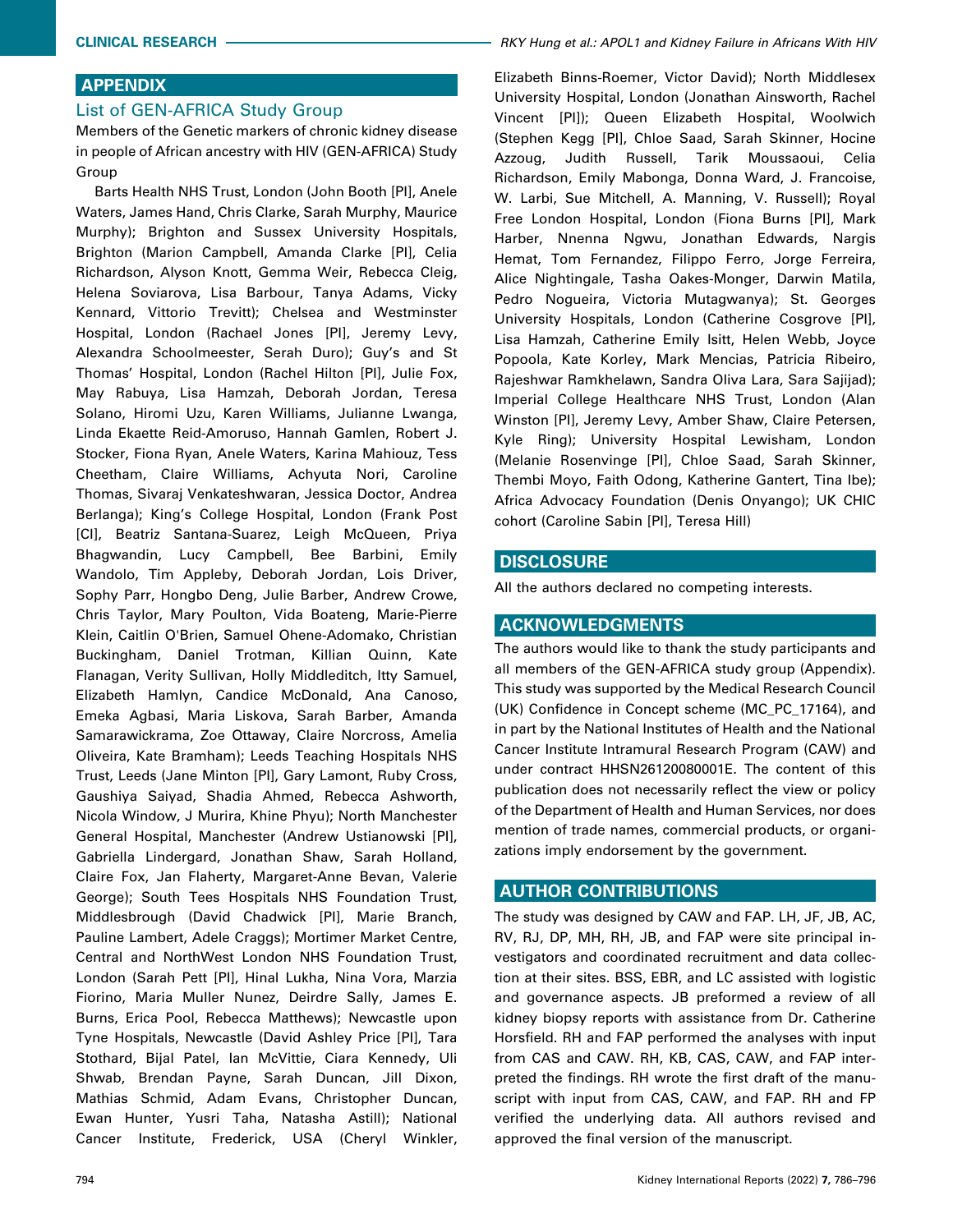## APPENDIX

### List of GEN-AFRICA Study Group

Members of the Genetic markers of chronic kidney disease in people of African ancestry with HIV (GEN-AFRICA) Study Group

Barts Health NHS Trust, London (John Booth [PI], Anele Waters, James Hand, Chris Clarke, Sarah Murphy, Maurice Murphy); Brighton and Sussex University Hospitals, Brighton (Marion Campbell, Amanda Clarke [PI], Celia Richardson, Alyson Knott, Gemma Weir, Rebecca Cleig, Helena Soviarova, Lisa Barbour, Tanya Adams, Vicky Kennard, Vittorio Trevitt); Chelsea and Westminster Hospital, London (Rachael Jones [PI], Jeremy Levy, Alexandra Schoolmeester, Serah Duro); Guy's and St Thomas' Hospital, London (Rachel Hilton [PI], Julie Fox, May Rabuya, Lisa Hamzah, Deborah Jordan, Teresa Solano, Hiromi Uzu, Karen Williams, Julianne Lwanga, Linda Ekaette Reid-Amoruso, Hannah Gamlen, Robert J. Stocker, Fiona Ryan, Anele Waters, Karina Mahiouz, Tess Cheetham, Claire Williams, Achyuta Nori, Caroline Thomas, Sivaraj Venkateshwaran, Jessica Doctor, Andrea Berlanga); King's College Hospital, London (Frank Post [CI], Beatriz Santana-Suarez, Leigh McQueen, Priya Bhagwandin, Lucy Campbell, Bee Barbini, Emily Wandolo, Tim Appleby, Deborah Jordan, Lois Driver, Sophy Parr, Hongbo Deng, Julie Barber, Andrew Crowe, Chris Taylor, Mary Poulton, Vida Boateng, Marie-Pierre Klein, Caitlin O'Brien, Samuel Ohene-Adomako, Christian Buckingham, Daniel Trotman, Killian Quinn, Kate Flanagan, Verity Sullivan, Holly Middleditch, Itty Samuel, Elizabeth Hamlyn, Candice McDonald, Ana Canoso, Emeka Agbasi, Maria Liskova, Sarah Barber, Amanda Samarawickrama, Zoe Ottaway, Claire Norcross, Amelia Oliveira, Kate Bramham); Leeds Teaching Hospitals NHS Trust, Leeds (Jane Minton [PI], Gary Lamont, Ruby Cross, Gaushiya Saiyad, Shadia Ahmed, Rebecca Ashworth, Nicola Window, J Murira, Khine Phyu); North Manchester General Hospital, Manchester (Andrew Ustianowski [PI], Gabriella Lindergard, Jonathan Shaw, Sarah Holland, Claire Fox, Jan Flaherty, Margaret-Anne Bevan, Valerie George); South Tees Hospitals NHS Foundation Trust, Middlesbrough (David Chadwick [PI], Marie Branch, Pauline Lambert, Adele Craggs); Mortimer Market Centre, Central and NorthWest London NHS Foundation Trust, London (Sarah Pett [PI], Hinal Lukha, Nina Vora, Marzia Fiorino, Maria Muller Nunez, Deirdre Sally, James E. Burns, Erica Pool, Rebecca Matthews); Newcastle upon Tyne Hospitals, Newcastle (David Ashley Price [PI], Tara Stothard, Bijal Patel, Ian McVittie, Ciara Kennedy, Uli Shwab, Brendan Payne, Sarah Duncan, Jill Dixon, Mathias Schmid, Adam Evans, Christopher Duncan, Ewan Hunter, Yusri Taha, Natasha Astill); National Cancer Institute, Frederick, USA (Cheryl Winkler, Elizabeth Binns-Roemer, Victor David); North Middlesex University Hospital, London (Jonathan Ainsworth, Rachel Vincent [PI]); Queen Elizabeth Hospital, Woolwich (Stephen Kegg [PI], Chloe Saad, Sarah Skinner, Hocine Azzoug, Judith Russell, Tarik Moussaoui, Celia Richardson, Emily Mabonga, Donna Ward, J. Francoise, W. Larbi, Sue Mitchell, A. Manning, V. Russell); Royal Free London Hospital, London (Fiona Burns [PI], Mark Harber, Nnenna Ngwu, Jonathan Edwards, Nargis Hemat, Tom Fernandez, Filippo Ferro, Jorge Ferreira, Alice Nightingale, Tasha Oakes-Monger, Darwin Matila, Pedro Nogueira, Victoria Mutagwanya); St. Georges University Hospitals, London (Catherine Cosgrove [PI], Lisa Hamzah, Catherine Emily Isitt, Helen Webb, Joyce Popoola, Kate Korley, Mark Mencias, Patricia Ribeiro, Rajeshwar Ramkhelawn, Sandra Oliva Lara, Sara Sajijad); Imperial College Healthcare NHS Trust, London (Alan Winston [PI], Jeremy Levy, Amber Shaw, Claire Petersen, Kyle Ring); University Hospital Lewisham, London (Melanie Rosenvinge [PI], Chloe Saad, Sarah Skinner, Thembi Moyo, Faith Odong, Katherine Gantert, Tina Ibe); Africa Advocacy Foundation (Denis Onyango); UK CHIC cohort (Caroline Sabin [PI], Teresa Hill)

## DISCLOSURE

All the authors declared no competing interests.

## ACKNOWLEDGMENTS

The authors would like to thank the study participants and all members of the GEN-AFRICA study group (Appendix). This study was supported by the Medical Research Council (UK) Confidence in Concept scheme (MC_PC_17164), and in part by the National Institutes of Health and the National Cancer Institute Intramural Research Program (CAW) and under contract HHSN26120080001E. The content of this publication does not necessarily reflect the view or policy of the Department of Health and Human Services, nor does mention of trade names, commercial products, or organizations imply endorsement by the government.

## AUTHOR CONTRIBUTIONS

The study was designed by CAW and FAP. LH, JF, JB, AC, RV, RJ, DP, MH, RH, JB, and FAP were site principal investigators and coordinated recruitment and data collection at their sites. BSS, EBR, and LC assisted with logistic and governance aspects. JB preformed a review of all kidney biopsy reports with assistance from Dr. Catherine Horsfield. RH and FAP performed the analyses with input from CAS and CAW. RH, KB, CAS, CAW, and FAP interpreted the findings. RH wrote the first draft of the manuscript with input from CAS, CAW, and FAP. RH and FP verified the underlying data. All authors revised and approved the final version of the manuscript.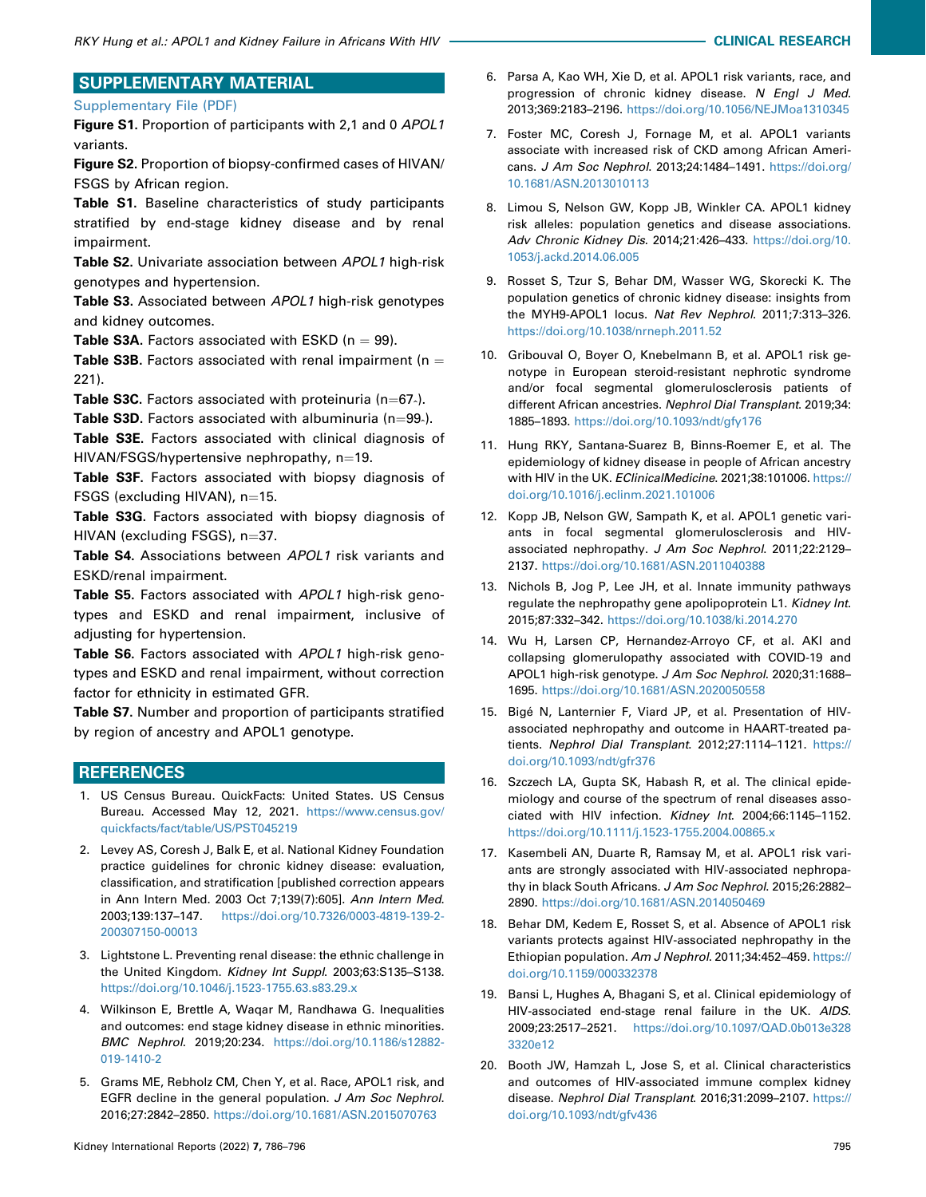## SUPPLEMENTARY MATERIAL

Supplementary File (PDF)

**Figure S1.** Proportion of participants with 2,1 and 0 *APOL1* variants.

**Figure S2.** Proportion of biopsy-confirmed cases of HIVAN/FSGS by African region.

**Table S1.** Baseline characteristics of study participants stratified by end-stage kidney disease and by renal impairment.

**Table S2.** Univariate association between *APOL1* high-risk genotypes and hypertension.

**Table S3.** Associated between *APOL1* high-risk genotypes and kidney outcomes.

**Table S3A.** Factors associated with ESKD (n = 99).

**Table S3B.** Factors associated with renal impairment (n = 221).

**Table S3C.** Factors associated with proteinuria (n=67-).

**Table S3D.** Factors associated with albuminuria (n=99-).

**Table S3E.** Factors associated with clinical diagnosis of HIVAN/FSGS/hypertensive nephropathy, n=19.

**Table S3F.** Factors associated with biopsy diagnosis of FSGS (excluding HIVAN), n=15.

**Table S3G.** Factors associated with biopsy diagnosis of HIVAN (excluding FSGS), n=37.

**Table S4.** Associations between *APOL1* risk variants and ESKD/renal impairment.

**Table S5.** Factors associated with *APOL1* high-risk genotypes and ESKD and renal impairment, inclusive of adjusting for hypertension.

**Table S6.** Factors associated with *APOL1* high-risk genotypes and ESKD and renal impairment, without correction factor for ethnicity in estimated GFR.

**Table S7.** Number and proportion of participants stratified by region of ancestry and APOL1 genotype.

## REFERENCES

1. US Census Bureau. QuickFacts: United States. US Census Bureau. Accessed May 12, 2021. https://www.census.gov/quickfacts/fact/table/US/PST045219
2. Levey AS, Coresh J, Balk E, et al. National Kidney Foundation practice guidelines for chronic kidney disease: evaluation, classification, and stratification [published correction appears in Ann Intern Med. 2003 Oct 7;139(7):605]. *Ann Intern Med*. 2003;139:137–147. https://doi.org/10.7326/0003-4819-139-2-200307150-00013
3. Lightstone L. Preventing renal disease: the ethnic challenge in the United Kingdom. *Kidney Int Suppl*. 2003;63:S135–S138. https://doi.org/10.1046/j.1523-1755.63.s83.29.x
4. Wilkinson E, Brettle A, Waqar M, Randhawa G. Inequalities and outcomes: end stage kidney disease in ethnic minorities. *BMC Nephrol*. 2019;20:234. https://doi.org/10.1186/s12882-019-1410-2
5. Grams ME, Rebholz CM, Chen Y, et al. Race, APOL1 risk, and EGFR decline in the general population. *J Am Soc Nephrol*. 2016;27:2842–2850. https://doi.org/10.1681/ASN.2015070763
6. Parsa A, Kao WH, Xie D, et al. APOL1 risk variants, race, and progression of chronic kidney disease. *N Engl J Med*. 2013;369:2183–2196. https://doi.org/10.1056/NEJMoa1310345
7. Foster MC, Coresh J, Fornage M, et al. APOL1 variants associate with increased risk of CKD among African Americans. *J Am Soc Nephrol*. 2013;24:1484–1491. https://doi.org/10.1681/ASN.2013010113
8. Limou S, Nelson GW, Kopp JB, Winkler CA. APOL1 kidney risk alleles: population genetics and disease associations. *Adv Chronic Kidney Dis*. 2014;21:426–433. https://doi.org/10.1053/j.ackd.2014.06.005
9. Rosset S, Tzur S, Behar DM, Wasser WG, Skorecki K. The population genetics of chronic kidney disease: insights from the MYH9-APOL1 locus. *Nat Rev Nephrol*. 2011;7:313–326. https://doi.org/10.1038/nrneph.2011.52
10. Gribouval O, Boyer O, Knebelmann B, et al. APOL1 risk genotype in European steroid-resistant nephrotic syndrome and/or focal segmental glomerulosclerosis patients of different African ancestries. *Nephrol Dial Transplant*. 2019;34:1885–1893. https://doi.org/10.1093/ndt/gfy176
11. Hung RKY, Santana-Suarez B, Binns-Roemer E, et al. The epidemiology of kidney disease in people of African ancestry with HIV in the UK. *EClinicalMedicine*. 2021;38:101006. https://doi.org/10.1016/j.eclinm.2021.101006
12. Kopp JB, Nelson GW, Sampath K, et al. APOL1 genetic variants in focal segmental glomerulosclerosis and HIV-associated nephropathy. *J Am Soc Nephrol*. 2011;22:2129–2137. https://doi.org/10.1681/ASN.2011040388
13. Nichols B, Jog P, Lee JH, et al. Innate immunity pathways regulate the nephropathy gene apolipoprotein L1. *Kidney Int*. 2015;87:332–342. https://doi.org/10.1038/ki.2014.270
14. Wu H, Larsen CP, Hernandez-Arroyo CF, et al. AKI and collapsing glomerulopathy associated with COVID-19 and APOL1 high-risk genotype. *J Am Soc Nephrol*. 2020;31:1688–1695. https://doi.org/10.1681/ASN.2020050558
15. Bigé N, Lanternier F, Viard JP, et al. Presentation of HIV-associated nephropathy and outcome in HAART-treated patients. *Nephrol Dial Transplant*. 2012;27:1114–1121. https://doi.org/10.1093/ndt/gfr376
16. Szczech LA, Gupta SK, Habash R, et al. The clinical epidemiology and course of the spectrum of renal diseases associated with HIV infection. *Kidney Int*. 2004;66:1145–1152. https://doi.org/10.1111/j.1523-1755.2004.00865.x
17. Kasembeli AN, Duarte R, Ramsay M, et al. APOL1 risk variants are strongly associated with HIV-associated nephropathy in black South Africans. *J Am Soc Nephrol*. 2015;26:2882–2890. https://doi.org/10.1681/ASN.2014050469
18. Behar DM, Kedem E, Rosset S, et al. Absence of APOL1 risk variants protects against HIV-associated nephropathy in the Ethiopian population. *Am J Nephrol*. 2011;34:452–459. https://doi.org/10.1159/000332378
19. Bansi L, Hughes A, Bhagani S, et al. Clinical epidemiology of HIV-associated end-stage renal failure in the UK. *AIDS*. 2009;23:2517–2521. https://doi.org/10.1097/QAD.0b013e3283320e12
20. Booth JW, Hamzah L, Jose S, et al. Clinical characteristics and outcomes of HIV-associated immune complex kidney disease. *Nephrol Dial Transplant*. 2016;31:2099–2107. https://doi.org/10.1093/ndt/gfv436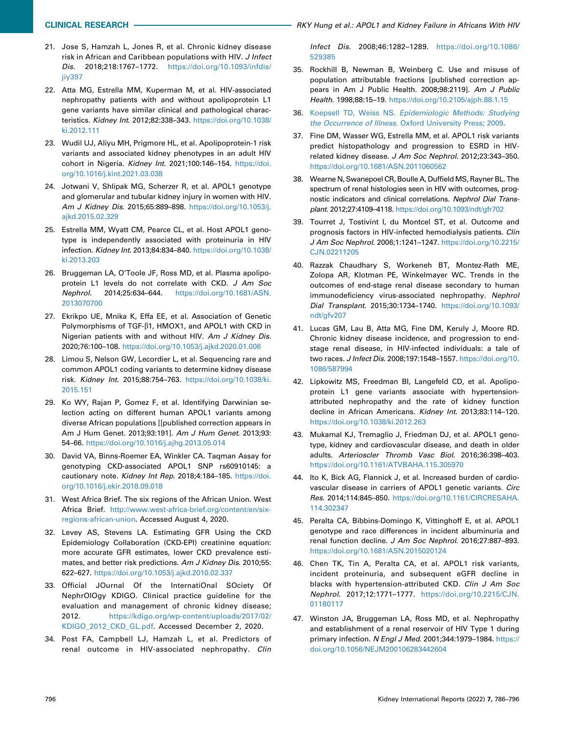21. Jose S, Hamzah L, Jones R, et al. Chronic kidney disease risk in African and Caribbean populations with HIV. *J Infect Dis*. 2018;218:1767–1772. https://doi.org/10.1093/infdis/jiy397
22. Atta MG, Estrella MM, Kuperman M, et al. HIV-associated nephropathy patients with and without apolipoprotein L1 gene variants have similar clinical and pathological characteristics. *Kidney Int*. 2012;82:338–343. https://doi.org/10.1038/ki.2012.111
23. Wudil UJ, Aliyu MH, Prigmore HL, et al. Apolipoprotein-1 risk variants and associated kidney phenotypes in an adult HIV cohort in Nigeria. *Kidney Int*. 2021;100:146–154. https://doi.org/10.1016/j.kint.2021.03.038
24. Jotwani V, Shlipak MG, Scherzer R, et al. APOL1 genotype and glomerular and tubular kidney injury in women with HIV. *Am J Kidney Dis*. 2015;65:889–898. https://doi.org/10.1053/j.ajkd.2015.02.329
25. Estrella MM, Wyatt CM, Pearce CL, et al. Host APOL1 genotype is independently associated with proteinuria in HIV infection. *Kidney Int*. 2013;84:834–840. https://doi.org/10.1038/ki.2013.203
26. Bruggeman LA, O'Toole JF, Ross MD, et al. Plasma apolipoprotein L1 levels do not correlate with CKD. *J Am Soc Nephrol*. 2014;25:634–644. https://doi.org/10.1681/ASN.2013070700
27. Ekrikpo UE, Mnika K, Effa EE, et al. Association of Genetic Polymorphisms of TGF-β1, HMOX1, and APOL1 with CKD in Nigerian patients with and without HIV. *Am J Kidney Dis*. 2020;76:100–108. https://doi.org/10.1053/j.ajkd.2020.01.006
28. Limou S, Nelson GW, Lecordier L, et al. Sequencing rare and common APOL1 coding variants to determine kidney disease risk. *Kidney Int*. 2015;88:754–763. https://doi.org/10.1038/ki.2015.151
29. Ko WY, Rajan P, Gomez F, et al. Identifying Darwinian selection acting on different human APOL1 variants among diverse African populations [[published correction appears in Am J Hum Genet. 2013;93:191]. *Am J Hum Genet*. 2013;93:54–66. https://doi.org/10.1016/j.ajhg.2013.05.014
30. David VA, Binns-Roemer EA, Winkler CA. Taqman Assay for genotyping CKD-associated APOL1 SNP rs60910145: a cautionary note. *Kidney Int Rep*. 2018;4:184–185. https://doi.org/10.1016/j.ekir.2018.09.018
31. West Africa Brief. The six regions of the African Union. West Africa Brief. http://www.west-africa-brief.org/content/en/six-regions-african-union. Accessed August 4, 2020.
32. Levey AS, Stevens LA. Estimating GFR Using the CKD Epidemiology Collaboration (CKD-EPI) creatinine equation: more accurate GFR estimates, lower CKD prevalence estimates, and better risk predictions. *Am J Kidney Dis*. 2010;55:622–627. https://doi.org/10.1053/j.ajkd.2010.02.337
33. Official JOurnal Of the InternatiOnal SOciety Of NephrOlOgy KDIGO. Clinical practice guideline for the evaluation and management of chronic kidney disease; 2012. https://kdigo.org/wp-content/uploads/2017/02/KDIGO_2012_CKD_GL.pdf. Accessed December 2, 2020.
34. Post FA, Campbell LJ, Hamzah L, et al. Predictors of renal outcome in HIV-associated nephropathy. *Clin Infect Dis*. 2008;46:1282–1289. https://doi.org/10.1086/529385
35. Rockhill B, Newman B, Weinberg C. Use and misuse of population attributable fractions [published correction appears in Am J Public Health. 2008;98:2119]. *Am J Public Health*. 1998;88:15–19. https://doi.org/10.2105/ajph.88.1.15
36. Koepsell TD, Weiss NS. *Epidemiologic Methods: Studying the Occurrence of Illness*. Oxford University Press; 2009.
37. Fine DM, Wasser WG, Estrella MM, et al. APOL1 risk variants predict histopathology and progression to ESRD in HIV-related kidney disease. *J Am Soc Nephrol*. 2012;23:343–350. https://doi.org/10.1681/ASN.2011060562
38. Wearne N, Swanepoel CR, Boulle A, Duffield MS, Rayner BL. The spectrum of renal histologies seen in HIV with outcomes, prognostic indicators and clinical correlations. *Nephrol Dial Transplant*. 2012;27:4109–4118. https://doi.org/10.1093/ndt/gfr702
39. Tourret J, Tostivint I, du Montcel ST, et al. Outcome and prognosis factors in HIV-infected hemodialysis patients. *Clin J Am Soc Nephrol*. 2006;1:1241–1247. https://doi.org/10.2215/CJN.02211205
40. Razzak Chaudhary S, Workeneh BT, Montez-Rath ME, Zolopa AR, Klotman PE, Winkelmayer WC. Trends in the outcomes of end-stage renal disease secondary to human immunodeficiency virus-associated nephropathy. *Nephrol Dial Transplant*. 2015;30:1734–1740. https://doi.org/10.1093/ndt/gfv207
41. Lucas GM, Lau B, Atta MG, Fine DM, Keruly J, Moore RD. Chronic kidney disease incidence, and progression to end-stage renal disease, in HIV-infected individuals: a tale of two races. *J Infect Dis*. 2008;197:1548–1557. https://doi.org/10.1086/587994
42. Lipkowitz MS, Freedman BI, Langefeld CD, et al. Apolipoprotein L1 gene variants associate with hypertension-attributed nephropathy and the rate of kidney function decline in African Americans. *Kidney Int*. 2013;83:114–120. https://doi.org/10.1038/ki.2012.263
43. Mukamal KJ, Tremaglio J, Friedman DJ, et al. APOL1 genotype, kidney and cardiovascular disease, and death in older adults. *Arterioscler Thromb Vasc Biol*. 2016;36:398–403. https://doi.org/10.1161/ATVBAHA.115.305970
44. Ito K, Bick AG, Flannick J, et al. Increased burden of cardiovascular disease in carriers of APOL1 genetic variants. *Circ Res*. 2014;114:845–850. https://doi.org/10.1161/CIRCRESAHA.114.302347
45. Peralta CA, Bibbins-Domingo K, Vittinghoff E, et al. APOL1 genotype and race differences in incident albuminuria and renal function decline. *J Am Soc Nephrol*. 2016;27:887–893. https://doi.org/10.1681/ASN.2015020124
46. Chen TK, Tin A, Peralta CA, et al. APOL1 risk variants, incident proteinuria, and subsequent eGFR decline in blacks with hypertension-attributed CKD. *Clin J Am Soc Nephrol*. 2017;12:1771–1777. https://doi.org/10.2215/CJN.01180117
47. Winston JA, Bruggeman LA, Ross MD, et al. Nephropathy and establishment of a renal reservoir of HIV Type 1 during primary infection. *N Engl J Med*. 2001;344:1979–1984. https://doi.org/10.1056/NEJM200106283442604